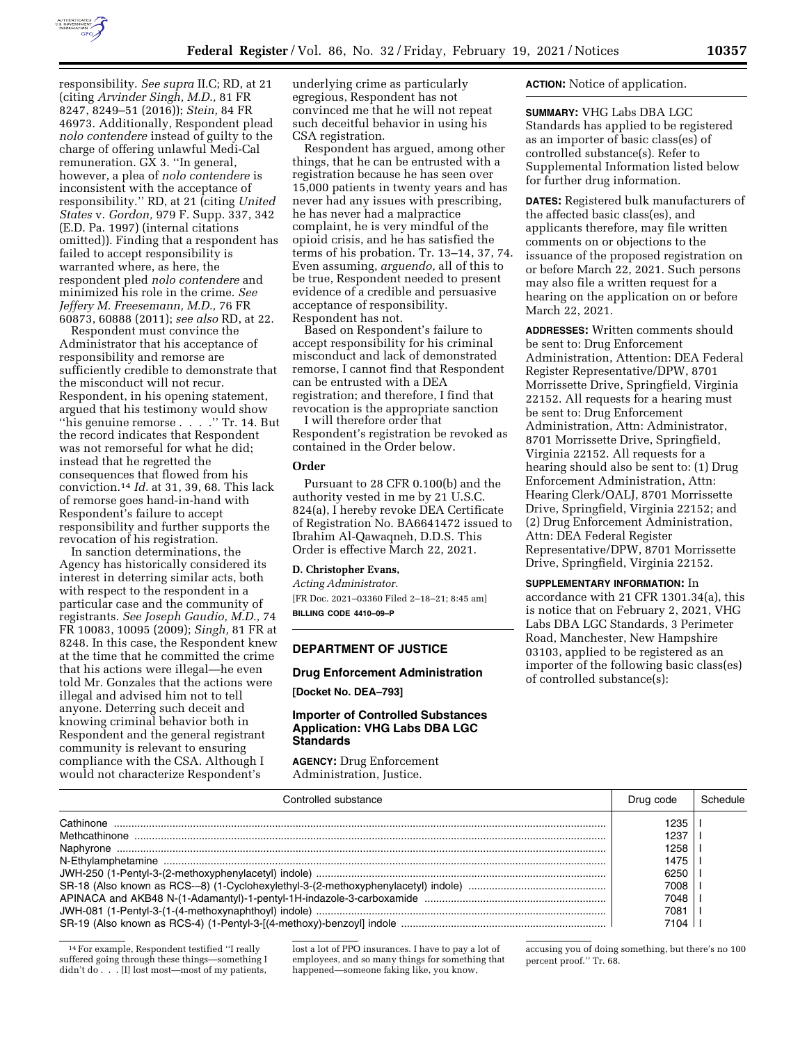responsibility. *See supra* II.C; RD, at 21 (citing *Arvinder Singh, M.D.,* 81 FR 8247, 8249–51 (2016)); *Stein,* 84 FR 46973. Additionally, Respondent plead *nolo contendere* instead of guilty to the charge of offering unlawful Medi-Cal remuneration. GX 3. ''In general, however, a plea of *nolo contendere* is inconsistent with the acceptance of responsibility.'' RD, at 21 (citing *United States* v. *Gordon,* 979 F. Supp. 337, 342 (E.D. Pa. 1997) (internal citations omitted)). Finding that a respondent has failed to accept responsibility is warranted where, as here, the respondent pled *nolo contendere* and minimized his role in the crime. *See Jeffery M. Freesemann, M.D.,* 76 FR 60873, 60888 (2011); *see also* RD, at 22.

Respondent must convince the Administrator that his acceptance of responsibility and remorse are sufficiently credible to demonstrate that the misconduct will not recur. Respondent, in his opening statement, argued that his testimony would show ''his genuine remorse . . . .'' Tr. 14. But the record indicates that Respondent was not remorseful for what he did; instead that he regretted the consequences that flowed from his conviction.[14] *Id.* at 31, 39, 68. This lack of remorse goes hand-in-hand with Respondent's failure to accept responsibility and further supports the revocation of his registration.

In sanction determinations, the Agency has historically considered its interest in deterring similar acts, both with respect to the respondent in a particular case and the community of registrants. *See Joseph Gaudio, M.D.,* 74 FR 10083, 10095 (2009); *Singh,* 81 FR at 8248. In this case, the Respondent knew at the time that he committed the crime that his actions were illegal—he even told Mr. Gonzales that the actions were illegal and advised him not to tell anyone. Deterring such deceit and knowing criminal behavior both in Respondent and the general registrant community is relevant to ensuring compliance with the CSA. Although I would not characterize Respondent's underlying crime as particularly egregious, Respondent has not convinced me that he will not repeat such deceitful behavior in using his CSA registration.

Respondent has argued, among other things, that he can be entrusted with a registration because he has seen over 15,000 patients in twenty years and has never had any issues with prescribing, he has never had a malpractice complaint, he is very mindful of the opioid crisis, and he has satisfied the terms of his probation. Tr. 13–14, 37, 74. Even assuming, *arguendo,* all of this to be true, Respondent needed to present evidence of a credible and persuasive acceptance of responsibility. Respondent has not.

Based on Respondent's failure to accept responsibility for his criminal misconduct and lack of demonstrated remorse, I cannot find that Respondent can be entrusted with a DEA registration; and therefore, I find that revocation is the appropriate sanction

I will therefore order that Respondent's registration be revoked as contained in the Order below.

## Order

Pursuant to 28 CFR 0.100(b) and the authority vested in me by 21 U.S.C. 824(a), I hereby revoke DEA Certificate of Registration No. BA6641472 issued to Ibrahim Al-Qawaqneh, D.D.S. This Order is effective March 22, 2021.

**D. Christopher Evans,**

*Acting Administrator.*

[FR Doc. 2021–03360 Filed 2–18–21; 8:45 am]

**BILLING CODE 4410–09–P**

[14] For example, Respondent testified ''I really suffered going through these things—something I didn't do . . . [I] lost most—most of my patients, lost a lot of PPO insurances. I have to pay a lot of employees, and so many things for something that happened—someone faking like, you know, accusing you of doing something, but there's no 100 percent proof.'' Tr. 68.

# DEPARTMENT OF JUSTICE

## Drug Enforcement Administration

**[Docket No. DEA–793]**

## Importer of Controlled Substances Application: VHG Labs DBA LGC Standards

**AGENCY:** Drug Enforcement Administration, Justice.

**ACTION:** Notice of application.

**SUMMARY:** VHG Labs DBA LGC Standards has applied to be registered as an importer of basic class(es) of controlled substance(s). Refer to Supplemental Information listed below for further drug information.

**DATES:** Registered bulk manufacturers of the affected basic class(es), and applicants therefore, may file written comments on or objections to the issuance of the proposed registration on or before March 22, 2021. Such persons may also file a written request for a hearing on the application on or before March 22, 2021.

**ADDRESSES:** Written comments should be sent to: Drug Enforcement Administration, Attention: DEA Federal Register Representative/DPW, 8701 Morrissette Drive, Springfield, Virginia 22152. All requests for a hearing must be sent to: Drug Enforcement Administration, Attn: Administrator, 8701 Morrissette Drive, Springfield, Virginia 22152. All requests for a hearing should also be sent to: (1) Drug Enforcement Administration, Attn: Hearing Clerk/OALJ, 8701 Morrissette Drive, Springfield, Virginia 22152; and (2) Drug Enforcement Administration, Attn: DEA Federal Register Representative/DPW, 8701 Morrissette Drive, Springfield, Virginia 22152.

**SUPPLEMENTARY INFORMATION:** In accordance with 21 CFR 1301.34(a), this is notice that on February 2, 2021, VHG Labs DBA LGC Standards, 3 Perimeter Road, Manchester, New Hampshire 03103, applied to be registered as an importer of the following basic class(es) of controlled substance(s):

| Controlled substance | Drug code | Schedule |
| --- | --- | --- |
| Cathinone | 1235 | I |
| Methcathinone | 1237 | I |
| Naphyrone | 1258 | I |
| N-Ethylamphetamine | 1475 | I |
| JWH-250 (1-Pentyl-3-(2-methoxyphenylacetyl) indole) | 6250 | I |
| SR-18 (Also known as RCS-–8) (1-Cyclohexylethyl-3-(2-methoxyphenylacetyl) indole) | 7008 | I |
| APINACA and AKB48 N-(1-Adamantyl)-1-pentyl-1H-indazole-3-carboxamide | 7048 | I |
| JWH-081 (1-Pentyl-3-(1-(4-methoxynaphthoyl) indole) | 7081 | I |
| SR-19 (Also known as RCS-4) (1-Pentyl-3-[(4-methoxy)-benzoyl] indole | 7104 | I |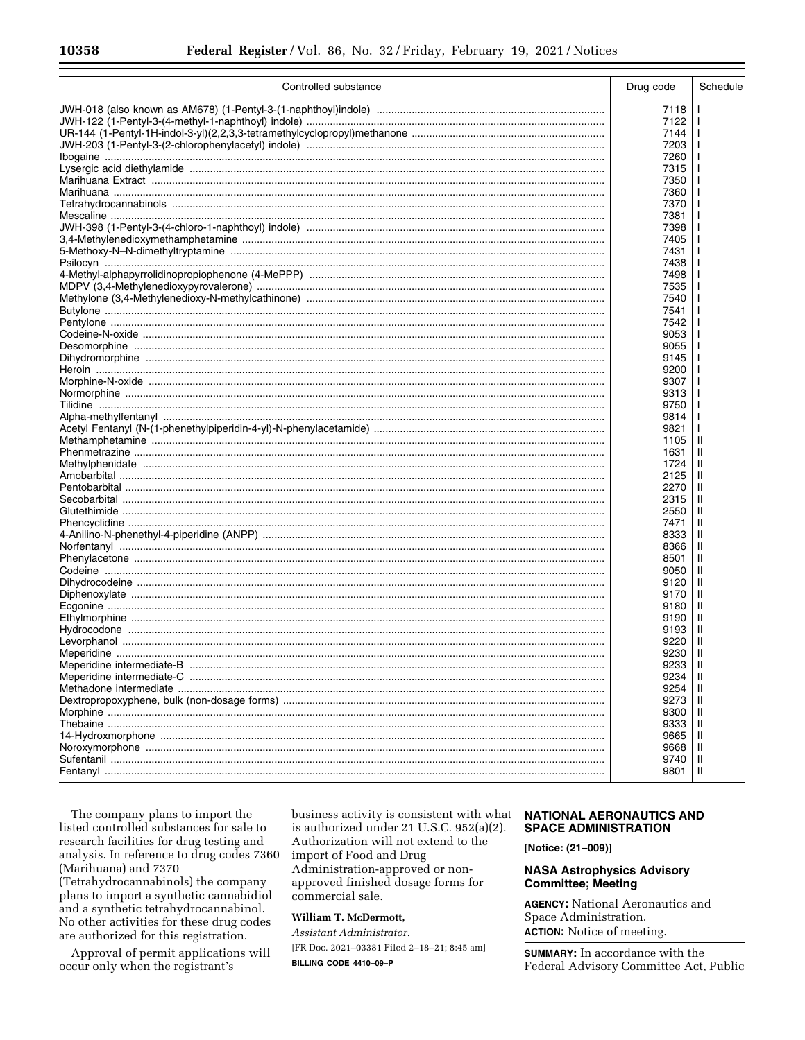| Controlled substance | Drug code | Schedule |
| --- | --- | --- |
| JWH-018 (also known as AM678) (1-Pentyl-3-(1-naphthoyl)indole) | 7118 | I |
| JWH-122 (1-Pentyl-3-(4-methyl-1-naphthoyl) indole) | 7122 | I |
| UR-144 (1-Pentyl-1H-indol-3-yl)(2,2,3,3-tetramethylcyclopropyl)methanone | 7144 | I |
| JWH-203 (1-Pentyl-3-(2-chlorophenylacetyl) indole) | 7203 | I |
| Ibogaine | 7260 | I |
| Lysergic acid diethylamide | 7315 | I |
| Marihuana Extract | 7350 | I |
| Marihuana | 7360 | I |
| Tetrahydrocannabinols | 7370 | I |
| Mescaline | 7381 | I |
| JWH-398 (1-Pentyl-3-(4-chloro-1-naphthoyl) indole) | 7398 | I |
| 3,4-Methylenedioxymethamphetamine | 7405 | I |
| 5-Methoxy-N–N-dimethyltryptamine | 7431 | I |
| Psilocyn | 7438 | I |
| 4-Methyl-alphapyrrolidinopropiophenone (4-MePPP) | 7498 | I |
| MDPV (3,4-Methylenedioxypyrovalerone) | 7535 | I |
| Methylone (3,4-Methylenedioxy-N-methylcathinone) | 7540 | I |
| Butylone | 7541 | I |
| Pentylone | 7542 | I |
| Codeine-N-oxide | 9053 | I |
| Desomorphine | 9055 | I |
| Dihydromorphine | 9145 | I |
| Heroin | 9200 | I |
| Morphine-N-oxide | 9307 | I |
| Normorphine | 9313 | I |
| Tilidine | 9750 | I |
| Alpha-methylfentanyl | 9814 | I |
| Acetyl Fentanyl (N-(1-phenethylpiperidin-4-yl)-N-phenylacetamide) | 9821 | I |
| Methamphetamine | 1105 | II |
| Phenmetrazine | 1631 | II |
| Methylphenidate | 1724 | II |
| Amobarbital | 2125 | II |
| Pentobarbital | 2270 | II |
| Secobarbital | 2315 | II |
| Glutethimide | 2550 | II |
| Phencyclidine | 7471 | II |
| 4-Anilino-N-phenethyl-4-piperidine (ANPP) | 8333 | II |
| Norfentanyl | 8366 | II |
| Phenylacetone | 8501 | II |
| Codeine | 9050 | II |
| Dihydrocodeine | 9120 | II |
| Diphenoxylate | 9170 | II |
| Ecgonine | 9180 | II |
| Ethylmorphine | 9190 | II |
| Hydrocodone | 9193 | II |
| Levorphanol | 9220 | II |
| Meperidine | 9230 | II |
| Meperidine intermediate-B | 9233 | II |
| Meperidine intermediate-C | 9234 | II |
| Methadone intermediate | 9254 | II |
| Dextropropoxyphene, bulk (non-dosage forms) | 9273 | II |
| Morphine | 9300 | II |
| Thebaine | 9333 | II |
| 14-Hydroxmorphone | 9665 | II |
| Noroxymorphone | 9668 | II |
| Sufentanil | 9740 | II |
| Fentanyl | 9801 | II |

The company plans to import the listed controlled substances for sale to research facilities for drug testing and analysis. In reference to drug codes 7360 (Marihuana) and 7370 (Tetrahydrocannabinols) the company plans to import a synthetic cannabidiol and a synthetic tetrahydrocannabinol. No other activities for these drug codes are authorized for this registration.

Approval of permit applications will occur only when the registrant's business activity is consistent with what is authorized under 21 U.S.C. 952(a)(2). Authorization will not extend to the import of Food and Drug Administration-approved or non-approved finished dosage forms for commercial sale.

**William T. McDermott,**

*Assistant Administrator.*

[FR Doc. 2021–03381 Filed 2–18–21; 8:45 am]

**BILLING CODE 4410–09–P**

## NATIONAL AERONAUTICS AND SPACE ADMINISTRATION

**[Notice: (21–009)]**

### NASA Astrophysics Advisory Committee; Meeting

**AGENCY:** National Aeronautics and Space Administration.

**ACTION:** Notice of meeting.

**SUMMARY:** In accordance with the Federal Advisory Committee Act, Public